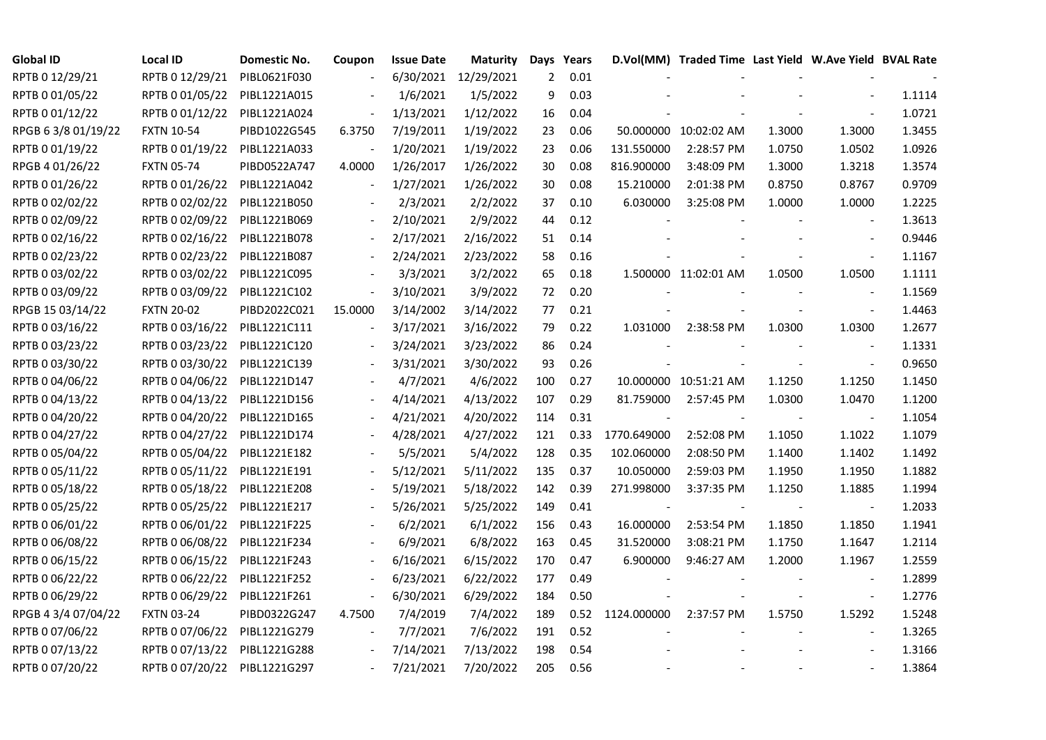| Global ID | Local ID | Domestic No. | Coupon | Issue Date | Maturity | Days | Years | D.Vol(MM) | Traded Time | Last Yield | W.Ave Yield | BVAL Rate |
|---|---|---|---|---|---|---|---|---|---|---|---|---|
| RPTB 0 12/29/21 | RPTB 0 12/29/21 | PIBL0621F030 | - | 6/30/2021 | 12/29/2021 | 2 | 0.01 | - | - | - | - | - |
| RPTB 0 01/05/22 | RPTB 0 01/05/22 | PIBL1221A015 | - | 1/6/2021 | 1/5/2022 | 9 | 0.03 | - | - | - | - | 1.1114 |
| RPTB 0 01/12/22 | RPTB 0 01/12/22 | PIBL1221A024 | - | 1/13/2021 | 1/12/2022 | 16 | 0.04 | - | - | - | - | 1.0721 |
| RPGB 6 3/8 01/19/22 | FXTN 10-54 | PIBD1022G545 | 6.3750 | 7/19/2011 | 1/19/2022 | 23 | 0.06 | 50.000000 | 10:02:02 AM | 1.3000 | 1.3000 | 1.3455 |
| RPTB 0 01/19/22 | RPTB 0 01/19/22 | PIBL1221A033 | - | 1/20/2021 | 1/19/2022 | 23 | 0.06 | 131.550000 | 2:28:57 PM | 1.0750 | 1.0502 | 1.0926 |
| RPGB 4 01/26/22 | FXTN 05-74 | PIBD0522A747 | 4.0000 | 1/26/2017 | 1/26/2022 | 30 | 0.08 | 816.900000 | 3:48:09 PM | 1.3000 | 1.3218 | 1.3574 |
| RPTB 0 01/26/22 | RPTB 0 01/26/22 | PIBL1221A042 | - | 1/27/2021 | 1/26/2022 | 30 | 0.08 | 15.210000 | 2:01:38 PM | 0.8750 | 0.8767 | 0.9709 |
| RPTB 0 02/02/22 | RPTB 0 02/02/22 | PIBL1221B050 | - | 2/3/2021 | 2/2/2022 | 37 | 0.10 | 6.030000 | 3:25:08 PM | 1.0000 | 1.0000 | 1.2225 |
| RPTB 0 02/09/22 | RPTB 0 02/09/22 | PIBL1221B069 | - | 2/10/2021 | 2/9/2022 | 44 | 0.12 | - | - | - | - | 1.3613 |
| RPTB 0 02/16/22 | RPTB 0 02/16/22 | PIBL1221B078 | - | 2/17/2021 | 2/16/2022 | 51 | 0.14 | - | - | - | - | 0.9446 |
| RPTB 0 02/23/22 | RPTB 0 02/23/22 | PIBL1221B087 | - | 2/24/2021 | 2/23/2022 | 58 | 0.16 | - | - | - | - | 1.1167 |
| RPTB 0 03/02/22 | RPTB 0 03/02/22 | PIBL1221C095 | - | 3/3/2021 | 3/2/2022 | 65 | 0.18 | 1.500000 | 11:02:01 AM | 1.0500 | 1.0500 | 1.1111 |
| RPTB 0 03/09/22 | RPTB 0 03/09/22 | PIBL1221C102 | - | 3/10/2021 | 3/9/2022 | 72 | 0.20 | - | - | - | - | 1.1569 |
| RPGB 15 03/14/22 | FXTN 20-02 | PIBD2022C021 | 15.0000 | 3/14/2002 | 3/14/2022 | 77 | 0.21 | - | - | - | - | 1.4463 |
| RPTB 0 03/16/22 | RPTB 0 03/16/22 | PIBL1221C111 | - | 3/17/2021 | 3/16/2022 | 79 | 0.22 | 1.031000 | 2:38:58 PM | 1.0300 | 1.0300 | 1.2677 |
| RPTB 0 03/23/22 | RPTB 0 03/23/22 | PIBL1221C120 | - | 3/24/2021 | 3/23/2022 | 86 | 0.24 | - | - | - | - | 1.1331 |
| RPTB 0 03/30/22 | RPTB 0 03/30/22 | PIBL1221C139 | - | 3/31/2021 | 3/30/2022 | 93 | 0.26 | - | - | - | - | 0.9650 |
| RPTB 0 04/06/22 | RPTB 0 04/06/22 | PIBL1221D147 | - | 4/7/2021 | 4/6/2022 | 100 | 0.27 | 10.000000 | 10:51:21 AM | 1.1250 | 1.1250 | 1.1450 |
| RPTB 0 04/13/22 | RPTB 0 04/13/22 | PIBL1221D156 | - | 4/14/2021 | 4/13/2022 | 107 | 0.29 | 81.759000 | 2:57:45 PM | 1.0300 | 1.0470 | 1.1200 |
| RPTB 0 04/20/22 | RPTB 0 04/20/22 | PIBL1221D165 | - | 4/21/2021 | 4/20/2022 | 114 | 0.31 | - | - | - | - | 1.1054 |
| RPTB 0 04/27/22 | RPTB 0 04/27/22 | PIBL1221D174 | - | 4/28/2021 | 4/27/2022 | 121 | 0.33 | 1770.649000 | 2:52:08 PM | 1.1050 | 1.1022 | 1.1079 |
| RPTB 0 05/04/22 | RPTB 0 05/04/22 | PIBL1221E182 | - | 5/5/2021 | 5/4/2022 | 128 | 0.35 | 102.060000 | 2:08:50 PM | 1.1400 | 1.1402 | 1.1492 |
| RPTB 0 05/11/22 | RPTB 0 05/11/22 | PIBL1221E191 | - | 5/12/2021 | 5/11/2022 | 135 | 0.37 | 10.050000 | 2:59:03 PM | 1.1950 | 1.1950 | 1.1882 |
| RPTB 0 05/18/22 | RPTB 0 05/18/22 | PIBL1221E208 | - | 5/19/2021 | 5/18/2022 | 142 | 0.39 | 271.998000 | 3:37:35 PM | 1.1250 | 1.1885 | 1.1994 |
| RPTB 0 05/25/22 | RPTB 0 05/25/22 | PIBL1221E217 | - | 5/26/2021 | 5/25/2022 | 149 | 0.41 | - | - | - | - | 1.2033 |
| RPTB 0 06/01/22 | RPTB 0 06/01/22 | PIBL1221F225 | - | 6/2/2021 | 6/1/2022 | 156 | 0.43 | 16.000000 | 2:53:54 PM | 1.1850 | 1.1850 | 1.1941 |
| RPTB 0 06/08/22 | RPTB 0 06/08/22 | PIBL1221F234 | - | 6/9/2021 | 6/8/2022 | 163 | 0.45 | 31.520000 | 3:08:21 PM | 1.1750 | 1.1647 | 1.2114 |
| RPTB 0 06/15/22 | RPTB 0 06/15/22 | PIBL1221F243 | - | 6/16/2021 | 6/15/2022 | 170 | 0.47 | 6.900000 | 9:46:27 AM | 1.2000 | 1.1967 | 1.2559 |
| RPTB 0 06/22/22 | RPTB 0 06/22/22 | PIBL1221F252 | - | 6/23/2021 | 6/22/2022 | 177 | 0.49 | - | - | - | - | 1.2899 |
| RPTB 0 06/29/22 | RPTB 0 06/29/22 | PIBL1221F261 | - | 6/30/2021 | 6/29/2022 | 184 | 0.50 | - | - | - | - | 1.2776 |
| RPGB 4 3/4 07/04/22 | FXTN 03-24 | PIBD0322G247 | 4.7500 | 7/4/2019 | 7/4/2022 | 189 | 0.52 | 1124.000000 | 2:37:57 PM | 1.5750 | 1.5292 | 1.5248 |
| RPTB 0 07/06/22 | RPTB 0 07/06/22 | PIBL1221G279 | - | 7/7/2021 | 7/6/2022 | 191 | 0.52 | - | - | - | - | 1.3265 |
| RPTB 0 07/13/22 | RPTB 0 07/13/22 | PIBL1221G288 | - | 7/14/2021 | 7/13/2022 | 198 | 0.54 | - | - | - | - | 1.3166 |
| RPTB 0 07/20/22 | RPTB 0 07/20/22 | PIBL1221G297 | - | 7/21/2021 | 7/20/2022 | 205 | 0.56 | - | - | - | - | 1.3864 |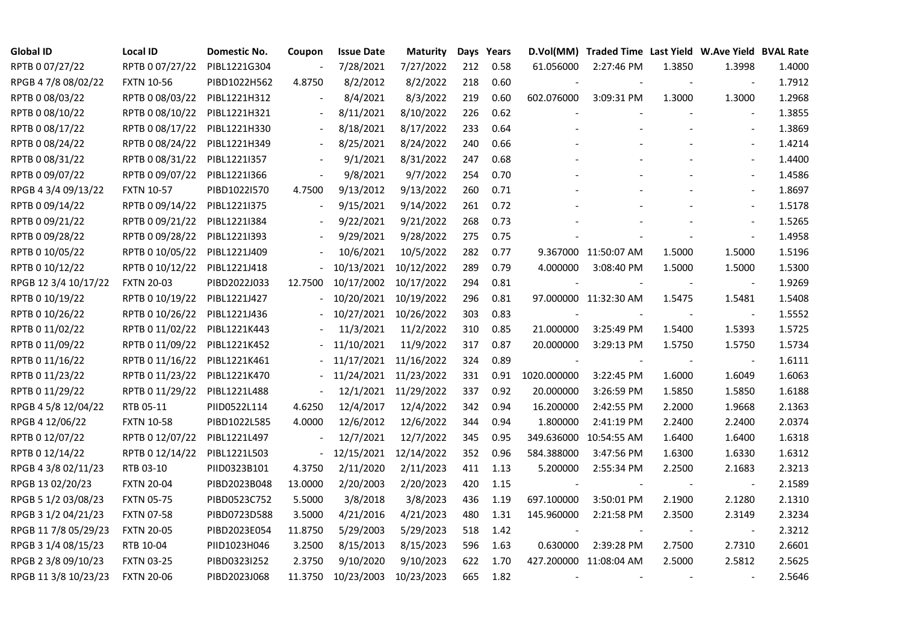| Global ID | Local ID | Domestic No. | Coupon | Issue Date | Maturity | Days | Years | D.Vol(MM) | Traded Time | Last Yield | W.Ave Yield | BVAL Rate |
|---|---|---|---|---|---|---|---|---|---|---|---|---|
| RPTB 0 07/27/22 | RPTB 0 07/27/22 | PIBL1221G304 | - | 7/28/2021 | 7/27/2022 | 212 | 0.58 | 61.056000 | 2:27:46 PM | 1.3850 | 1.3998 | 1.4000 |
| RPGB 4 7/8 08/02/22 | FXTN 10-56 | PIBD1022H562 | 4.8750 | 8/2/2012 | 8/2/2022 | 218 | 0.60 | - | - | - | - | 1.7912 |
| RPTB 0 08/03/22 | RPTB 0 08/03/22 | PIBL1221H312 | - | 8/4/2021 | 8/3/2022 | 219 | 0.60 | 602.076000 | 3:09:31 PM | 1.3000 | 1.3000 | 1.2968 |
| RPTB 0 08/10/22 | RPTB 0 08/10/22 | PIBL1221H321 | - | 8/11/2021 | 8/10/2022 | 226 | 0.62 | - | - | - | - | 1.3855 |
| RPTB 0 08/17/22 | RPTB 0 08/17/22 | PIBL1221H330 | - | 8/18/2021 | 8/17/2022 | 233 | 0.64 | - | - | - | - | 1.3869 |
| RPTB 0 08/24/22 | RPTB 0 08/24/22 | PIBL1221H349 | - | 8/25/2021 | 8/24/2022 | 240 | 0.66 | - | - | - | - | 1.4214 |
| RPTB 0 08/31/22 | RPTB 0 08/31/22 | PIBL1221I357 | - | 9/1/2021 | 8/31/2022 | 247 | 0.68 | - | - | - | - | 1.4400 |
| RPTB 0 09/07/22 | RPTB 0 09/07/22 | PIBL1221I366 | - | 9/8/2021 | 9/7/2022 | 254 | 0.70 | - | - | - | - | 1.4586 |
| RPGB 4 3/4 09/13/22 | FXTN 10-57 | PIBD1022I570 | 4.7500 | 9/13/2012 | 9/13/2022 | 260 | 0.71 | - | - | - | - | 1.8697 |
| RPTB 0 09/14/22 | RPTB 0 09/14/22 | PIBL1221I375 | - | 9/15/2021 | 9/14/2022 | 261 | 0.72 | - | - | - | - | 1.5178 |
| RPTB 0 09/21/22 | RPTB 0 09/21/22 | PIBL1221I384 | - | 9/22/2021 | 9/21/2022 | 268 | 0.73 | - | - | - | - | 1.5265 |
| RPTB 0 09/28/22 | RPTB 0 09/28/22 | PIBL1221I393 | - | 9/29/2021 | 9/28/2022 | 275 | 0.75 | - | - | - | - | 1.4958 |
| RPTB 0 10/05/22 | RPTB 0 10/05/22 | PIBL1221J409 | - | 10/6/2021 | 10/5/2022 | 282 | 0.77 | 9.367000 | 11:50:07 AM | 1.5000 | 1.5000 | 1.5196 |
| RPTB 0 10/12/22 | RPTB 0 10/12/22 | PIBL1221J418 | - | 10/13/2021 | 10/12/2022 | 289 | 0.79 | 4.000000 | 3:08:40 PM | 1.5000 | 1.5000 | 1.5300 |
| RPGB 12 3/4 10/17/22 | FXTN 20-03 | PIBD2022J033 | 12.7500 | 10/17/2002 | 10/17/2022 | 294 | 0.81 | - | - | - | - | 1.9269 |
| RPTB 0 10/19/22 | RPTB 0 10/19/22 | PIBL1221J427 | - | 10/20/2021 | 10/19/2022 | 296 | 0.81 | 97.000000 | 11:32:30 AM | 1.5475 | 1.5481 | 1.5408 |
| RPTB 0 10/26/22 | RPTB 0 10/26/22 | PIBL1221J436 | - | 10/27/2021 | 10/26/2022 | 303 | 0.83 | - | - | - | - | 1.5552 |
| RPTB 0 11/02/22 | RPTB 0 11/02/22 | PIBL1221K443 | - | 11/3/2021 | 11/2/2022 | 310 | 0.85 | 21.000000 | 3:25:49 PM | 1.5400 | 1.5393 | 1.5725 |
| RPTB 0 11/09/22 | RPTB 0 11/09/22 | PIBL1221K452 | - | 11/10/2021 | 11/9/2022 | 317 | 0.87 | 20.000000 | 3:29:13 PM | 1.5750 | 1.5750 | 1.5734 |
| RPTB 0 11/16/22 | RPTB 0 11/16/22 | PIBL1221K461 | - | 11/17/2021 | 11/16/2022 | 324 | 0.89 | - | - | - | - | 1.6111 |
| RPTB 0 11/23/22 | RPTB 0 11/23/22 | PIBL1221K470 | - | 11/24/2021 | 11/23/2022 | 331 | 0.91 | 1020.000000 | 3:22:45 PM | 1.6000 | 1.6049 | 1.6063 |
| RPTB 0 11/29/22 | RPTB 0 11/29/22 | PIBL1221L488 | - | 12/1/2021 | 11/29/2022 | 337 | 0.92 | 20.000000 | 3:26:59 PM | 1.5850 | 1.5850 | 1.6188 |
| RPGB 4 5/8 12/04/22 | RTB 05-11 | PIID0522L114 | 4.6250 | 12/4/2017 | 12/4/2022 | 342 | 0.94 | 16.200000 | 2:42:55 PM | 2.2000 | 1.9668 | 2.1363 |
| RPGB 4 12/06/22 | FXTN 10-58 | PIBD1022L585 | 4.0000 | 12/6/2012 | 12/6/2022 | 344 | 0.94 | 1.800000 | 2:41:19 PM | 2.2400 | 2.2400 | 2.0374 |
| RPTB 0 12/07/22 | RPTB 0 12/07/22 | PIBL1221L497 | - | 12/7/2021 | 12/7/2022 | 345 | 0.95 | 349.636000 | 10:54:55 AM | 1.6400 | 1.6400 | 1.6318 |
| RPTB 0 12/14/22 | RPTB 0 12/14/22 | PIBL1221L503 | - | 12/15/2021 | 12/14/2022 | 352 | 0.96 | 584.388000 | 3:47:56 PM | 1.6300 | 1.6330 | 1.6312 |
| RPGB 4 3/8 02/11/23 | RTB 03-10 | PIID0323B101 | 4.3750 | 2/11/2020 | 2/11/2023 | 411 | 1.13 | 5.200000 | 2:55:34 PM | 2.2500 | 2.1683 | 2.3213 |
| RPGB 13 02/20/23 | FXTN 20-04 | PIBD2023B048 | 13.0000 | 2/20/2003 | 2/20/2023 | 420 | 1.15 | - | - | - | - | 2.1589 |
| RPGB 5 1/2 03/08/23 | FXTN 05-75 | PIBD0523C752 | 5.5000 | 3/8/2018 | 3/8/2023 | 436 | 1.19 | 697.100000 | 3:50:01 PM | 2.1900 | 2.1280 | 2.1310 |
| RPGB 3 1/2 04/21/23 | FXTN 07-58 | PIBD0723D588 | 3.5000 | 4/21/2016 | 4/21/2023 | 480 | 1.31 | 145.960000 | 2:21:58 PM | 2.3500 | 2.3149 | 2.3234 |
| RPGB 11 7/8 05/29/23 | FXTN 20-05 | PIBD2023E054 | 11.8750 | 5/29/2003 | 5/29/2023 | 518 | 1.42 | - | - | - | - | 2.3212 |
| RPGB 3 1/4 08/15/23 | RTB 10-04 | PIID1023H046 | 3.2500 | 8/15/2013 | 8/15/2023 | 596 | 1.63 | 0.630000 | 2:39:28 PM | 2.7500 | 2.7310 | 2.6601 |
| RPGB 2 3/8 09/10/23 | FXTN 03-25 | PIBD0323I252 | 2.3750 | 9/10/2020 | 9/10/2023 | 622 | 1.70 | 427.200000 | 11:08:04 AM | 2.5000 | 2.5812 | 2.5625 |
| RPGB 11 3/8 10/23/23 | FXTN 20-06 | PIBD2023J068 | 11.3750 | 10/23/2003 | 10/23/2023 | 665 | 1.82 | - | - | - | - | 2.5646 |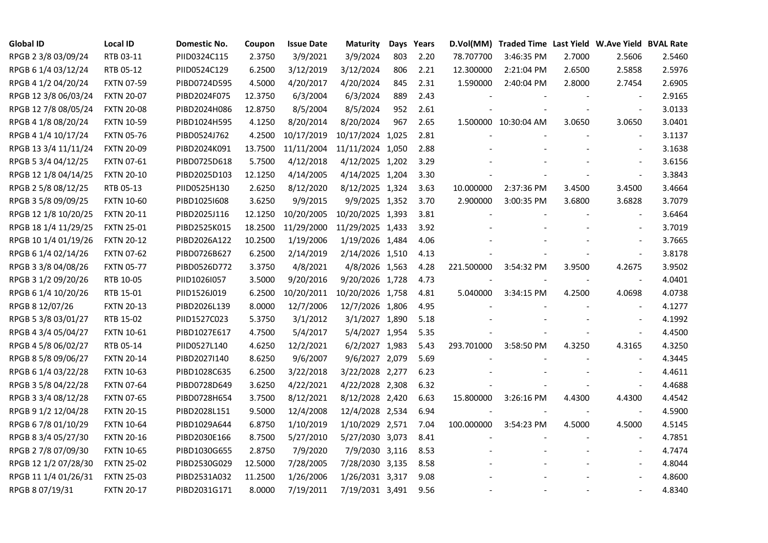| Global ID | Local ID | Domestic No. | Coupon | Issue Date | Maturity | Days | Years | D.Vol(MM) | Traded Time | Last Yield | W.Ave Yield | BVAL Rate |
|---|---|---|---|---|---|---|---|---|---|---|---|---|
| RPGB 2 3/8 03/09/24 | RTB 03-11 | PIID0324C115 | 2.3750 | 3/9/2021 | 3/9/2024 | 803 | 2.20 | 78.707700 | 3:46:35 PM | 2.7000 | 2.5606 | 2.5460 |
| RPGB 6 1/4 03/12/24 | RTB 05-12 | PIID0524C129 | 6.2500 | 3/12/2019 | 3/12/2024 | 806 | 2.21 | 12.300000 | 2:21:04 PM | 2.6500 | 2.5858 | 2.5976 |
| RPGB 4 1/2 04/20/24 | FXTN 07-59 | PIBD0724D595 | 4.5000 | 4/20/2017 | 4/20/2024 | 845 | 2.31 | 1.590000 | 2:40:04 PM | 2.8000 | 2.7454 | 2.6905 |
| RPGB 12 3/8 06/03/24 | FXTN 20-07 | PIBD2024F075 | 12.3750 | 6/3/2004 | 6/3/2024 | 889 | 2.43 | - | - | - | - | 2.9165 |
| RPGB 12 7/8 08/05/24 | FXTN 20-08 | PIBD2024H086 | 12.8750 | 8/5/2004 | 8/5/2024 | 952 | 2.61 | - | - | - | - | 3.0133 |
| RPGB 4 1/8 08/20/24 | FXTN 10-59 | PIBD1024H595 | 4.1250 | 8/20/2014 | 8/20/2024 | 967 | 2.65 | 1.500000 | 10:30:04 AM | 3.0650 | 3.0650 | 3.0401 |
| RPGB 4 1/4 10/17/24 | FXTN 05-76 | PIBD0524J762 | 4.2500 | 10/17/2019 | 10/17/2024 | 1,025 | 2.81 | - | - | - | - | 3.1137 |
| RPGB 13 3/4 11/11/24 | FXTN 20-09 | PIBD2024K091 | 13.7500 | 11/11/2004 | 11/11/2024 | 1,050 | 2.88 | - | - | - | - | 3.1638 |
| RPGB 5 3/4 04/12/25 | FXTN 07-61 | PIBD0725D618 | 5.7500 | 4/12/2018 | 4/12/2025 | 1,202 | 3.29 | - | - | - | - | 3.6156 |
| RPGB 12 1/8 04/14/25 | FXTN 20-10 | PIBD2025D103 | 12.1250 | 4/14/2005 | 4/14/2025 | 1,204 | 3.30 | - | - | - | - | 3.3843 |
| RPGB 2 5/8 08/12/25 | RTB 05-13 | PIID0525H130 | 2.6250 | 8/12/2020 | 8/12/2025 | 1,324 | 3.63 | 10.000000 | 2:37:36 PM | 3.4500 | 3.4500 | 3.4664 |
| RPGB 3 5/8 09/09/25 | FXTN 10-60 | PIBD1025I608 | 3.6250 | 9/9/2015 | 9/9/2025 | 1,352 | 3.70 | 2.900000 | 3:00:35 PM | 3.6800 | 3.6828 | 3.7079 |
| RPGB 12 1/8 10/20/25 | FXTN 20-11 | PIBD2025J116 | 12.1250 | 10/20/2005 | 10/20/2025 | 1,393 | 3.81 | - | - | - | - | 3.6464 |
| RPGB 18 1/4 11/29/25 | FXTN 25-01 | PIBD2525K015 | 18.2500 | 11/29/2000 | 11/29/2025 | 1,433 | 3.92 | - | - | - | - | 3.7019 |
| RPGB 10 1/4 01/19/26 | FXTN 20-12 | PIBD2026A122 | 10.2500 | 1/19/2006 | 1/19/2026 | 1,484 | 4.06 | - | - | - | - | 3.7665 |
| RPGB 6 1/4 02/14/26 | FXTN 07-62 | PIBD0726B627 | 6.2500 | 2/14/2019 | 2/14/2026 | 1,510 | 4.13 | - | - | - | - | 3.8178 |
| RPGB 3 3/8 04/08/26 | FXTN 05-77 | PIBD0526D772 | 3.3750 | 4/8/2021 | 4/8/2026 | 1,563 | 4.28 | 221.500000 | 3:54:32 PM | 3.9500 | 4.2675 | 3.9502 |
| RPGB 3 1/2 09/20/26 | RTB 10-05 | PIID1026I057 | 3.5000 | 9/20/2016 | 9/20/2026 | 1,728 | 4.73 | - | - | - | - | 4.0401 |
| RPGB 6 1/4 10/20/26 | RTB 15-01 | PIID1526J019 | 6.2500 | 10/20/2011 | 10/20/2026 | 1,758 | 4.81 | 5.040000 | 3:34:15 PM | 4.2500 | 4.0698 | 4.0738 |
| RPGB 8 12/07/26 | FXTN 20-13 | PIBD2026L139 | 8.0000 | 12/7/2006 | 12/7/2026 | 1,806 | 4.95 | - | - | - | - | 4.1277 |
| RPGB 5 3/8 03/01/27 | RTB 15-02 | PIID1527C023 | 5.3750 | 3/1/2012 | 3/1/2027 | 1,890 | 5.18 | - | - | - | - | 4.1992 |
| RPGB 4 3/4 05/04/27 | FXTN 10-61 | PIBD1027E617 | 4.7500 | 5/4/2017 | 5/4/2027 | 1,954 | 5.35 | - | - | - | - | 4.4500 |
| RPGB 4 5/8 06/02/27 | RTB 05-14 | PIID0527L140 | 4.6250 | 12/2/2021 | 6/2/2027 | 1,983 | 5.43 | 293.701000 | 3:58:50 PM | 4.3250 | 4.3165 | 4.3250 |
| RPGB 8 5/8 09/06/27 | FXTN 20-14 | PIBD2027I140 | 8.6250 | 9/6/2007 | 9/6/2027 | 2,079 | 5.69 | - | - | - | - | 4.3445 |
| RPGB 6 1/4 03/22/28 | FXTN 10-63 | PIBD1028C635 | 6.2500 | 3/22/2018 | 3/22/2028 | 2,277 | 6.23 | - | - | - | - | 4.4611 |
| RPGB 3 5/8 04/22/28 | FXTN 07-64 | PIBD0728D649 | 3.6250 | 4/22/2021 | 4/22/2028 | 2,308 | 6.32 | - | - | - | - | 4.4688 |
| RPGB 3 3/4 08/12/28 | FXTN 07-65 | PIBD0728H654 | 3.7500 | 8/12/2021 | 8/12/2028 | 2,420 | 6.63 | 15.800000 | 3:26:16 PM | 4.4300 | 4.4300 | 4.4542 |
| RPGB 9 1/2 12/04/28 | FXTN 20-15 | PIBD2028L151 | 9.5000 | 12/4/2008 | 12/4/2028 | 2,534 | 6.94 | - | - | - | - | 4.5900 |
| RPGB 6 7/8 01/10/29 | FXTN 10-64 | PIBD1029A644 | 6.8750 | 1/10/2019 | 1/10/2029 | 2,571 | 7.04 | 100.000000 | 3:54:23 PM | 4.5000 | 4.5000 | 4.5145 |
| RPGB 8 3/4 05/27/30 | FXTN 20-16 | PIBD2030E166 | 8.7500 | 5/27/2010 | 5/27/2030 | 3,073 | 8.41 | - | - | - | - | 4.7851 |
| RPGB 2 7/8 07/09/30 | FXTN 10-65 | PIBD1030G655 | 2.8750 | 7/9/2020 | 7/9/2030 | 3,116 | 8.53 | - | - | - | - | 4.7474 |
| RPGB 12 1/2 07/28/30 | FXTN 25-02 | PIBD2530G029 | 12.5000 | 7/28/2005 | 7/28/2030 | 3,135 | 8.58 | - | - | - | - | 4.8044 |
| RPGB 11 1/4 01/26/31 | FXTN 25-03 | PIBD2531A032 | 11.2500 | 1/26/2006 | 1/26/2031 | 3,317 | 9.08 | - | - | - | - | 4.8600 |
| RPGB 8 07/19/31 | FXTN 20-17 | PIBD2031G171 | 8.0000 | 7/19/2011 | 7/19/2031 | 3,491 | 9.56 | - | - | - | - | 4.8340 |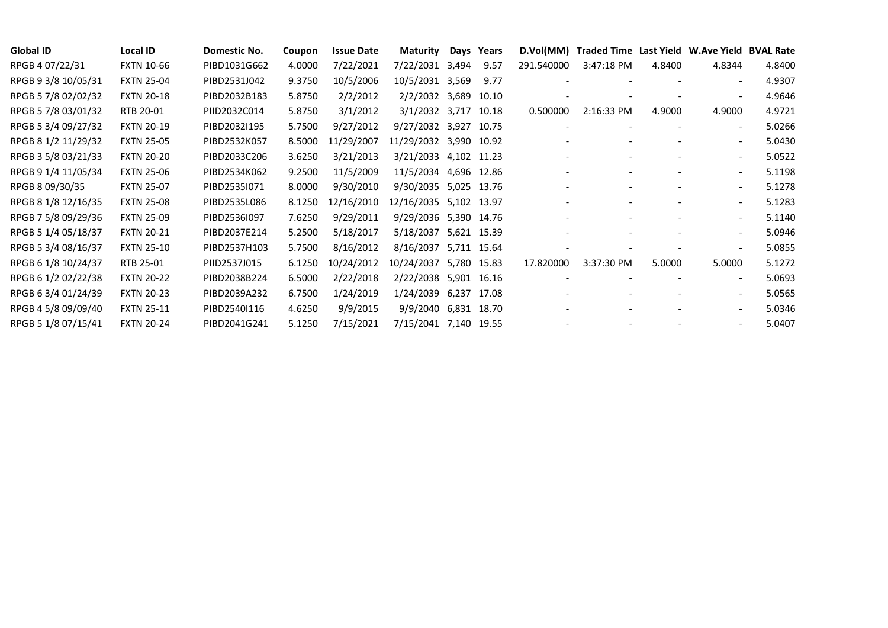| Global ID | Local ID | Domestic No. | Coupon | Issue Date | Maturity | Days | Years | D.Vol(MM) | Traded Time | Last Yield | W.Ave Yield | BVAL Rate |
|---|---|---|---|---|---|---|---|---|---|---|---|---|
| RPGB 4 07/22/31 | FXTN 10-66 | PIBD1031G662 | 4.0000 | 7/22/2021 | 7/22/2031 | 3,494 | 9.57 | 291.540000 | 3:47:18 PM | 4.8400 | 4.8344 | 4.8400 |
| RPGB 9 3/8 10/05/31 | FXTN 25-04 | PIBD2531J042 | 9.3750 | 10/5/2006 | 10/5/2031 | 3,569 | 9.77 | - | - | - | - | 4.9307 |
| RPGB 5 7/8 02/02/32 | FXTN 20-18 | PIBD2032B183 | 5.8750 | 2/2/2012 | 2/2/2032 | 3,689 | 10.10 | - | - | - | - | 4.9646 |
| RPGB 5 7/8 03/01/32 | RTB 20-01 | PIID2032C014 | 5.8750 | 3/1/2012 | 3/1/2032 | 3,717 | 10.18 | 0.500000 | 2:16:33 PM | 4.9000 | 4.9000 | 4.9721 |
| RPGB 5 3/4 09/27/32 | FXTN 20-19 | PIBD2032I195 | 5.7500 | 9/27/2012 | 9/27/2032 | 3,927 | 10.75 | - | - | - | - | 5.0266 |
| RPGB 8 1/2 11/29/32 | FXTN 25-05 | PIBD2532K057 | 8.5000 | 11/29/2007 | 11/29/2032 | 3,990 | 10.92 | - | - | - | - | 5.0430 |
| RPGB 3 5/8 03/21/33 | FXTN 20-20 | PIBD2033C206 | 3.6250 | 3/21/2013 | 3/21/2033 | 4,102 | 11.23 | - | - | - | - | 5.0522 |
| RPGB 9 1/4 11/05/34 | FXTN 25-06 | PIBD2534K062 | 9.2500 | 11/5/2009 | 11/5/2034 | 4,696 | 12.86 | - | - | - | - | 5.1198 |
| RPGB 8 09/30/35 | FXTN 25-07 | PIBD2535I071 | 8.0000 | 9/30/2010 | 9/30/2035 | 5,025 | 13.76 | - | - | - | - | 5.1278 |
| RPGB 8 1/8 12/16/35 | FXTN 25-08 | PIBD2535L086 | 8.1250 | 12/16/2010 | 12/16/2035 | 5,102 | 13.97 | - | - | - | - | 5.1283 |
| RPGB 7 5/8 09/29/36 | FXTN 25-09 | PIBD2536I097 | 7.6250 | 9/29/2011 | 9/29/2036 | 5,390 | 14.76 | - | - | - | - | 5.1140 |
| RPGB 5 1/4 05/18/37 | FXTN 20-21 | PIBD2037E214 | 5.2500 | 5/18/2017 | 5/18/2037 | 5,621 | 15.39 | - | - | - | - | 5.0946 |
| RPGB 5 3/4 08/16/37 | FXTN 25-10 | PIBD2537H103 | 5.7500 | 8/16/2012 | 8/16/2037 | 5,711 | 15.64 | - | - | - | - | 5.0855 |
| RPGB 6 1/8 10/24/37 | RTB 25-01 | PIID2537J015 | 6.1250 | 10/24/2012 | 10/24/2037 | 5,780 | 15.83 | 17.820000 | 3:37:30 PM | 5.0000 | 5.0000 | 5.1272 |
| RPGB 6 1/2 02/22/38 | FXTN 20-22 | PIBD2038B224 | 6.5000 | 2/22/2018 | 2/22/2038 | 5,901 | 16.16 | - | - | - | - | 5.0693 |
| RPGB 6 3/4 01/24/39 | FXTN 20-23 | PIBD2039A232 | 6.7500 | 1/24/2019 | 1/24/2039 | 6,237 | 17.08 | - | - | - | - | 5.0565 |
| RPGB 4 5/8 09/09/40 | FXTN 25-11 | PIBD2540I116 | 4.6250 | 9/9/2015 | 9/9/2040 | 6,831 | 18.70 | - | - | - | - | 5.0346 |
| RPGB 5 1/8 07/15/41 | FXTN 20-24 | PIBD2041G241 | 5.1250 | 7/15/2021 | 7/15/2041 | 7,140 | 19.55 | - | - | - | - | 5.0407 |